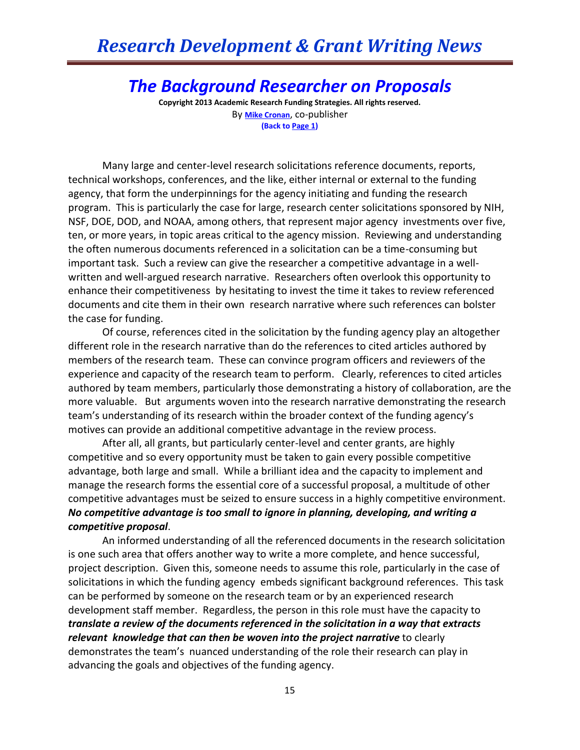# The Background Researcher on Proposals

**Copyright 2013 Academic Research Funding Strategies. All rights reserved.**

By **Mike Cronan**, co-publisher

**(Back to Page 1)**

Many large and center-level research solicitations reference documents, reports, technical workshops, conferences, and the like, either internal or external to the funding agency, that form the underpinnings for the agency initiating and funding the research program. This is particularly the case for large, research center solicitations sponsored by NIH, NSF, DOE, DOD, and NOAA, among others, that represent major agency investments over five, ten, or more years, in topic areas critical to the agency mission. Reviewing and understanding the often numerous documents referenced in a solicitation can be a time-consuming but important task. Such a review can give the researcher a competitive advantage in a well-written and well-argued research narrative. Researchers often overlook this opportunity to enhance their competitiveness by hesitating to invest the time it takes to review referenced documents and cite them in their own research narrative where such references can bolster the case for funding.

Of course, references cited in the solicitation by the funding agency play an altogether different role in the research narrative than do the references to cited articles authored by members of the research team. These can convince program officers and reviewers of the experience and capacity of the research team to perform. Clearly, references to cited articles authored by team members, particularly those demonstrating a history of collaboration, are the more valuable. But arguments woven into the research narrative demonstrating the research team's understanding of its research within the broader context of the funding agency's motives can provide an additional competitive advantage in the review process.

After all, all grants, but particularly center-level and center grants, are highly competitive and so every opportunity must be taken to gain every possible competitive advantage, both large and small. While a brilliant idea and the capacity to implement and manage the research forms the essential core of a successful proposal, a multitude of other competitive advantages must be seized to ensure success in a highly competitive environment. ***No competitive advantage is too small to ignore in planning, developing, and writing a competitive proposal***.

An informed understanding of all the referenced documents in the research solicitation is one such area that offers another way to write a more complete, and hence successful, project description. Given this, someone needs to assume this role, particularly in the case of solicitations in which the funding agency embeds significant background references. This task can be performed by someone on the research team or by an experienced research development staff member. Regardless, the person in this role must have the capacity to ***translate a review of the documents referenced in the solicitation in a way that extracts relevant knowledge that can then be woven into the project narrative*** to clearly demonstrates the team's nuanced understanding of the role their research can play in advancing the goals and objectives of the funding agency.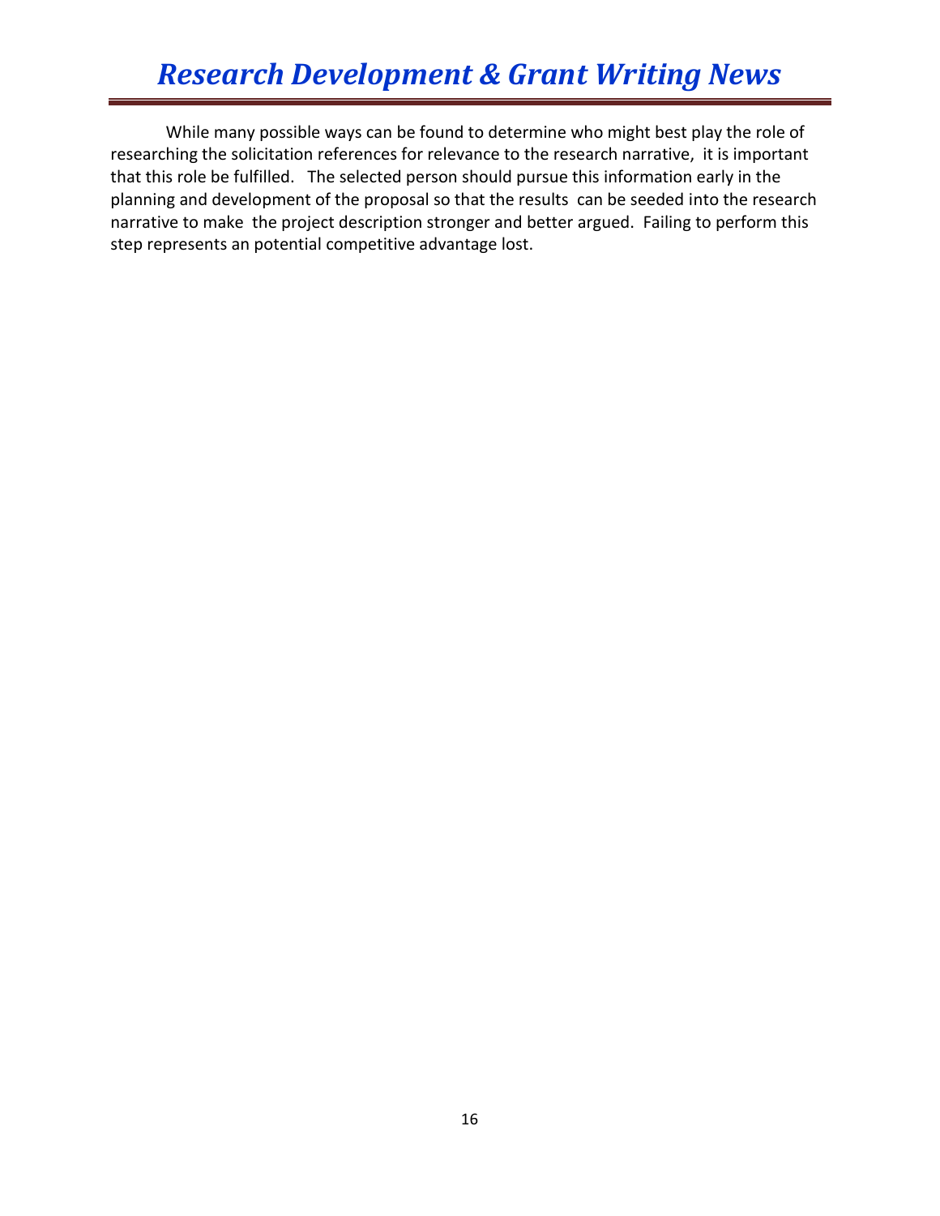While many possible ways can be found to determine who might best play the role of researching the solicitation references for relevance to the research narrative, it is important that this role be fulfilled. The selected person should pursue this information early in the planning and development of the proposal so that the results can be seeded into the research narrative to make the project description stronger and better argued. Failing to perform this step represents an potential competitive advantage lost.